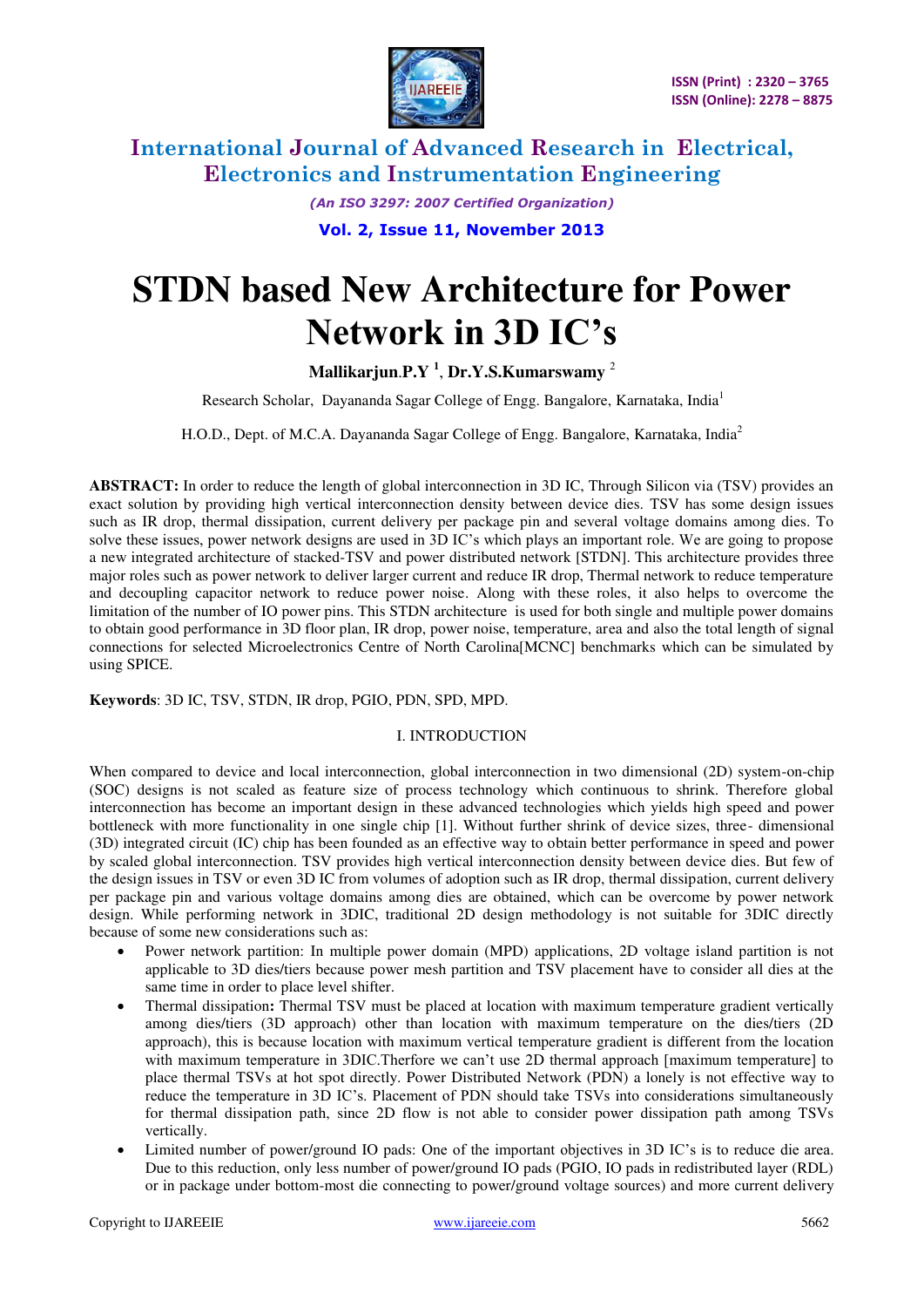# STDN based New Architecture for Power Network in 3D IC's

**Mallikarjun.P.Y** [1], **Dr.Y.S.Kumarswamy** [2]

Research Scholar, Dayananda Sagar College of Engg. Bangalore, Karnataka, India[1]

H.O.D., Dept. of M.C.A. Dayananda Sagar College of Engg. Bangalore, Karnataka, India[2]

**ABSTRACT:** In order to reduce the length of global interconnection in 3D IC, Through Silicon via (TSV) provides an exact solution by providing high vertical interconnection density between device dies. TSV has some design issues such as IR drop, thermal dissipation, current delivery per package pin and several voltage domains among dies. To solve these issues, power network designs are used in 3D IC's which plays an important role. We are going to propose a new integrated architecture of stacked-TSV and power distributed network [STDN]. This architecture provides three major roles such as power network to deliver larger current and reduce IR drop, Thermal network to reduce temperature and decoupling capacitor network to reduce power noise. Along with these roles, it also helps to overcome the limitation of the number of IO power pins. This STDN architecture is used for both single and multiple power domains to obtain good performance in 3D floor plan, IR drop, power noise, temperature, area and also the total length of signal connections for selected Microelectronics Centre of North Carolina[MCNC] benchmarks which can be simulated by using SPICE.

**Keywords**: 3D IC, TSV, STDN, IR drop, PGIO, PDN, SPD, MPD.

## I. INTRODUCTION

When compared to device and local interconnection, global interconnection in two dimensional (2D) system-on-chip (SOC) designs is not scaled as feature size of process technology which continuous to shrink. Therefore global interconnection has become an important design in these advanced technologies which yields high speed and power bottleneck with more functionality in one single chip [1]. Without further shrink of device sizes, three- dimensional (3D) integrated circuit (IC) chip has been founded as an effective way to obtain better performance in speed and power by scaled global interconnection. TSV provides high vertical interconnection density between device dies. But few of the design issues in TSV or even 3D IC from volumes of adoption such as IR drop, thermal dissipation, current delivery per package pin and various voltage domains among dies are obtained, which can be overcome by power network design. While performing network in 3DIC, traditional 2D design methodology is not suitable for 3DIC directly because of some new considerations such as:

- Power network partition: In multiple power domain (MPD) applications, 2D voltage island partition is not applicable to 3D dies/tiers because power mesh partition and TSV placement have to consider all dies at the same time in order to place level shifter.
- Thermal dissipation**:** Thermal TSV must be placed at location with maximum temperature gradient vertically among dies/tiers (3D approach) other than location with maximum temperature on the dies/tiers (2D approach), this is because location with maximum vertical temperature gradient is different from the location with maximum temperature in 3DIC.Therfore we can't use 2D thermal approach [maximum temperature] to place thermal TSVs at hot spot directly. Power Distributed Network (PDN) a lonely is not effective way to reduce the temperature in 3D IC's. Placement of PDN should take TSVs into considerations simultaneously for thermal dissipation path, since 2D flow is not able to consider power dissipation path among TSVs vertically.
- Limited number of power/ground IO pads: One of the important objectives in 3D IC's is to reduce die area. Due to this reduction, only less number of power/ground IO pads (PGIO, IO pads in redistributed layer (RDL) or in package under bottom-most die connecting to power/ground voltage sources) and more current delivery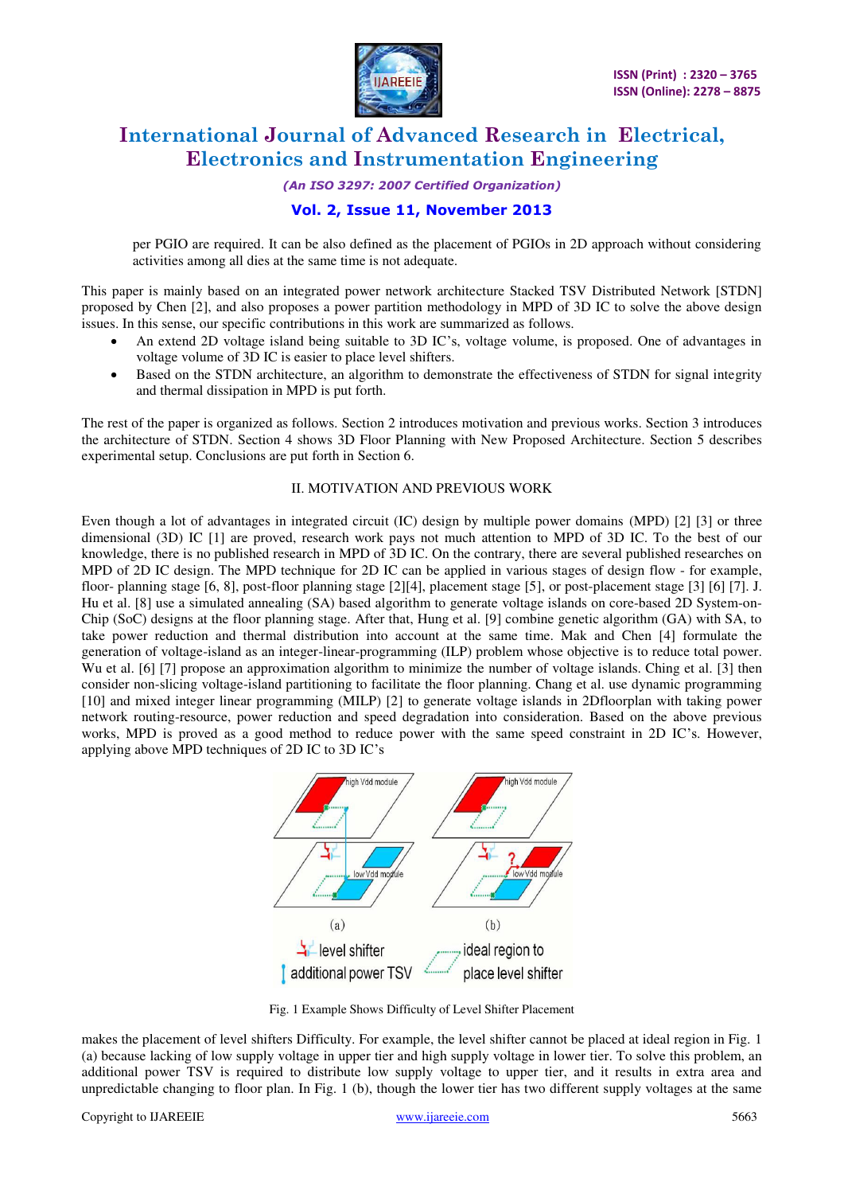per PGIO are required. It can be also defined as the placement of PGIOs in 2D approach without considering activities among all dies at the same time is not adequate.

This paper is mainly based on an integrated power network architecture Stacked TSV Distributed Network [STDN] proposed by Chen [2], and also proposes a power partition methodology in MPD of 3D IC to solve the above design issues. In this sense, our specific contributions in this work are summarized as follows.

- An extend 2D voltage island being suitable to 3D IC's, voltage volume, is proposed. One of advantages in voltage volume of 3D IC is easier to place level shifters.
- Based on the STDN architecture, an algorithm to demonstrate the effectiveness of STDN for signal integrity and thermal dissipation in MPD is put forth.

The rest of the paper is organized as follows. Section 2 introduces motivation and previous works. Section 3 introduces the architecture of STDN. Section 4 shows 3D Floor Planning with New Proposed Architecture. Section 5 describes experimental setup. Conclusions are put forth in Section 6.

## II. MOTIVATION AND PREVIOUS WORK

Even though a lot of advantages in integrated circuit (IC) design by multiple power domains (MPD) [2] [3] or three dimensional (3D) IC [1] are proved, research work pays not much attention to MPD of 3D IC. To the best of our knowledge, there is no published research in MPD of 3D IC. On the contrary, there are several published researches on MPD of 2D IC design. The MPD technique for 2D IC can be applied in various stages of design flow - for example, floor- planning stage [6, 8], post-floor planning stage [2][4], placement stage [5], or post-placement stage [3] [6] [7]. J. Hu et al. [8] use a simulated annealing (SA) based algorithm to generate voltage islands on core-based 2D System-on-Chip (SoC) designs at the floor planning stage. After that, Hung et al. [9] combine genetic algorithm (GA) with SA, to take power reduction and thermal distribution into account at the same time. Mak and Chen [4] formulate the generation of voltage-island as an integer-linear-programming (ILP) problem whose objective is to reduce total power. Wu et al. [6] [7] propose an approximation algorithm to minimize the number of voltage islands. Ching et al. [3] then consider non-slicing voltage-island partitioning to facilitate the floor planning. Chang et al. use dynamic programming [10] and mixed integer linear programming (MILP) [2] to generate voltage islands in 2Dfloorplan with taking power network routing-resource, power reduction and speed degradation into consideration. Based on the above previous works, MPD is proved as a good method to reduce power with the same speed constraint in 2D IC's. However, applying above MPD techniques of 2D IC to 3D IC's

Fig. 1 Example Shows Difficulty of Level Shifter Placement

makes the placement of level shifters Difficulty. For example, the level shifter cannot be placed at ideal region in Fig. 1 (a) because lacking of low supply voltage in upper tier and high supply voltage in lower tier. To solve this problem, an additional power TSV is required to distribute low supply voltage to upper tier, and it results in extra area and unpredictable changing to floor plan. In Fig. 1 (b), though the lower tier has two different supply voltages at the same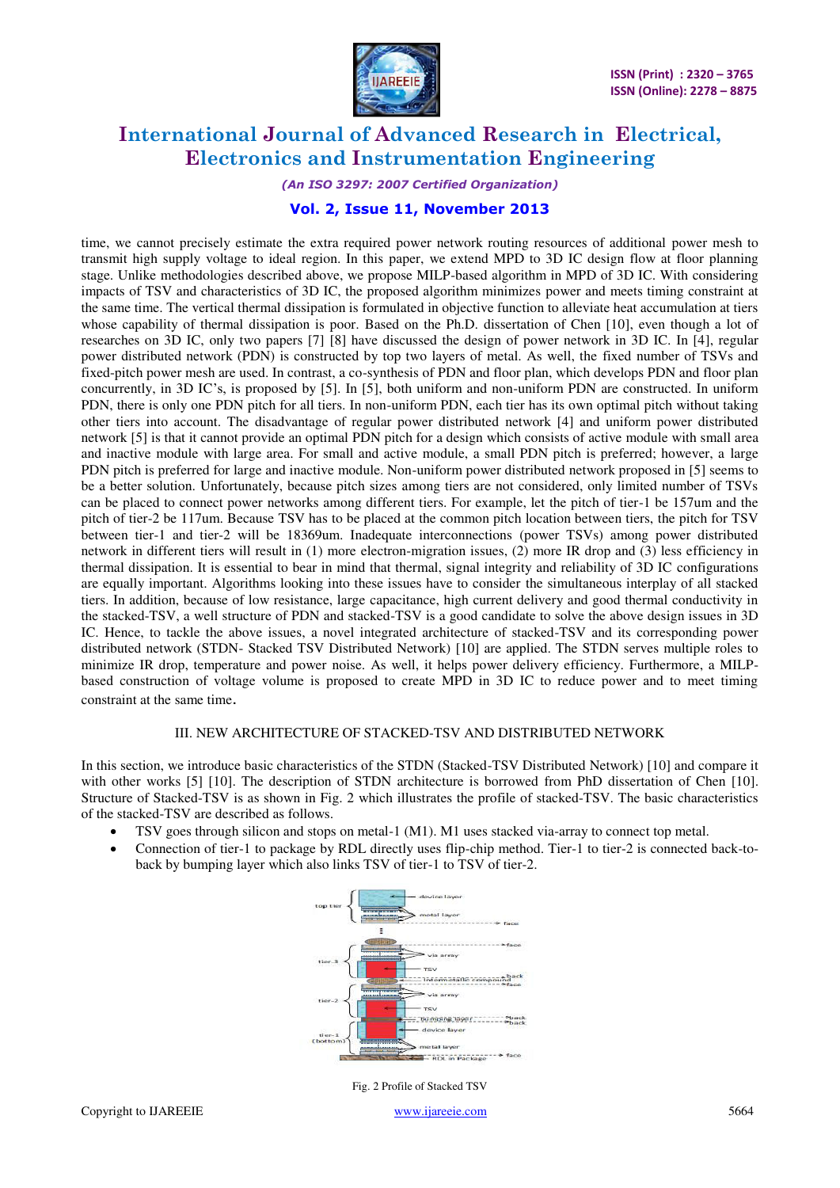time, we cannot precisely estimate the extra required power network routing resources of additional power mesh to transmit high supply voltage to ideal region. In this paper, we extend MPD to 3D IC design flow at floor planning stage. Unlike methodologies described above, we propose MILP-based algorithm in MPD of 3D IC. With considering impacts of TSV and characteristics of 3D IC, the proposed algorithm minimizes power and meets timing constraint at the same time. The vertical thermal dissipation is formulated in objective function to alleviate heat accumulation at tiers whose capability of thermal dissipation is poor. Based on the Ph.D. dissertation of Chen [10], even though a lot of researches on 3D IC, only two papers [7] [8] have discussed the design of power network in 3D IC. In [4], regular power distributed network (PDN) is constructed by top two layers of metal. As well, the fixed number of TSVs and fixed-pitch power mesh are used. In contrast, a co-synthesis of PDN and floor plan, which develops PDN and floor plan concurrently, in 3D IC's, is proposed by [5]. In [5], both uniform and non-uniform PDN are constructed. In uniform PDN, there is only one PDN pitch for all tiers. In non-uniform PDN, each tier has its own optimal pitch without taking other tiers into account. The disadvantage of regular power distributed network [4] and uniform power distributed network [5] is that it cannot provide an optimal PDN pitch for a design which consists of active module with small area and inactive module with large area. For small and active module, a small PDN pitch is preferred; however, a large PDN pitch is preferred for large and inactive module. Non-uniform power distributed network proposed in [5] seems to be a better solution. Unfortunately, because pitch sizes among tiers are not considered, only limited number of TSVs can be placed to connect power networks among different tiers. For example, let the pitch of tier-1 be 157um and the pitch of tier-2 be 117um. Because TSV has to be placed at the common pitch location between tiers, the pitch for TSV between tier-1 and tier-2 will be 18369um. Inadequate interconnections (power TSVs) among power distributed network in different tiers will result in (1) more electron-migration issues, (2) more IR drop and (3) less efficiency in thermal dissipation. It is essential to bear in mind that thermal, signal integrity and reliability of 3D IC configurations are equally important. Algorithms looking into these issues have to consider the simultaneous interplay of all stacked tiers. In addition, because of low resistance, large capacitance, high current delivery and good thermal conductivity in the stacked-TSV, a well structure of PDN and stacked-TSV is a good candidate to solve the above design issues in 3D IC. Hence, to tackle the above issues, a novel integrated architecture of stacked-TSV and its corresponding power distributed network (STDN- Stacked TSV Distributed Network) [10] are applied. The STDN serves multiple roles to minimize IR drop, temperature and power noise. As well, it helps power delivery efficiency. Furthermore, a MILP-based construction of voltage volume is proposed to create MPD in 3D IC to reduce power and to meet timing constraint at the same time.

## III. NEW ARCHITECTURE OF STACKED-TSV AND DISTRIBUTED NETWORK

In this section, we introduce basic characteristics of the STDN (Stacked-TSV Distributed Network) [10] and compare it with other works [5] [10]. The STDN architecture is borrowed from PhD dissertation of Chen [10]. The description of STDN architecture is borrowed from PhD dissertation of Chen [10]. Structure of Stacked-TSV is as shown in Fig. 2 which illustrates the profile of stacked-TSV. The basic characteristics of the stacked-TSV are described as follows.

- TSV goes through silicon and stops on metal-1 (M1). M1 uses stacked via-array to connect top metal.
- Connection of tier-1 to package by RDL directly uses flip-chip method. Tier-1 to tier-2 is connected back-to-back by bumping layer which also links TSV of tier-1 to TSV of tier-2.

Fig. 2 Profile of Stacked TSV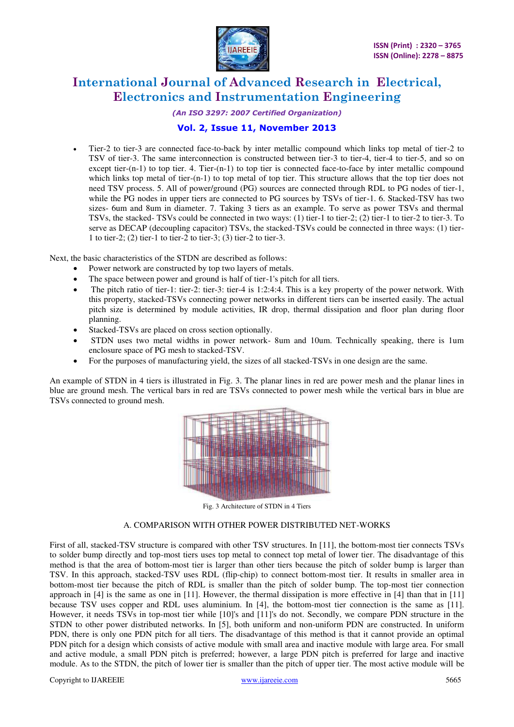- Tier-2 to tier-3 are connected face-to-back by inter metallic compound which links top metal of tier-2 to TSV of tier-3. The same interconnection is constructed between tier-3 to tier-4, tier-4 to tier-5, and so on except tier-(n-1) to top tier. 4. Tier-(n-1) to top tier is connected face-to-face by inter metallic compound which links top metal of tier-(n-1) to top metal of top tier. This structure allows that the top tier does not need TSV process. 5. All of power/ground (PG) sources are connected through RDL to PG nodes of tier-1, while the PG nodes in upper tiers are connected to PG sources by TSVs of tier-1. 6. Stacked-TSV has two sizes- 6um and 8um in diameter. 7. Taking 3 tiers as an example. To serve as power TSVs and thermal TSVs, the stacked- TSVs could be connected in two ways: (1) tier-1 to tier-2; (2) tier-1 to tier-2 to tier-3. To serve as DECAP (decoupling capacitor) TSVs, the stacked-TSVs could be connected in three ways: (1) tier-1 to tier-2; (2) tier-1 to tier-2 to tier-3; (3) tier-2 to tier-3.

Next, the basic characteristics of the STDN are described as follows:

- Power network are constructed by top two layers of metals.
- The space between power and ground is half of tier-1's pitch for all tiers.
- The pitch ratio of tier-1: tier-2: tier-3: tier-4 is 1:2:4:4. This is a key property of the power network. With this property, stacked-TSVs connecting power networks in different tiers can be inserted easily. The actual pitch size is determined by module activities, IR drop, thermal dissipation and floor plan during floor planning.
- Stacked-TSVs are placed on cross section optionally.
- STDN uses two metal widths in power network- 8um and 10um. Technically speaking, there is 1um enclosure space of PG mesh to stacked-TSV.
- For the purposes of manufacturing yield, the sizes of all stacked-TSVs in one design are the same.

An example of STDN in 4 tiers is illustrated in Fig. 3. The planar lines in red are power mesh and the planar lines in blue are ground mesh. The vertical bars in red are TSVs connected to power mesh while the vertical bars in blue are TSVs connected to ground mesh.

Fig. 3 Architecture of STDN in 4 Tiers

### A. COMPARISON WITH OTHER POWER DISTRIBUTED NET-WORKS

First of all, stacked-TSV structure is compared with other TSV structures. In [11], the bottom-most tier connects TSVs to solder bump directly and top-most tiers uses top metal to connect top metal of lower tier. The disadvantage of this method is that the area of bottom-most tier is larger than other tiers because the pitch of solder bump is larger than TSV. In this approach, stacked-TSV uses RDL (flip-chip) to connect bottom-most tier. It results in smaller area in bottom-most tier because the pitch of RDL is smaller than the pitch of solder bump. The top-most tier connection approach in [4] is the same as one in [11]. However, the thermal dissipation is more effective in [4] than that in [11] because TSV uses copper and RDL uses aluminium. In [4], the bottom-most tier connection is the same as [11]. However, it needs TSVs in top-most tier while [10]'s and [11]'s do not. Secondly, we compare PDN structure in the STDN to other power distributed networks. In [5], both uniform and non-uniform PDN are constructed. In uniform PDN, there is only one PDN pitch for all tiers. The disadvantage of this method is that it cannot provide an optimal PDN pitch for a design which consists of active module with small area and inactive module with large area. For small and active module, a small PDN pitch is preferred; however, a large PDN pitch is preferred for large and inactive module. As to the STDN, the pitch of lower tier is smaller than the pitch of upper tier. The most active module will be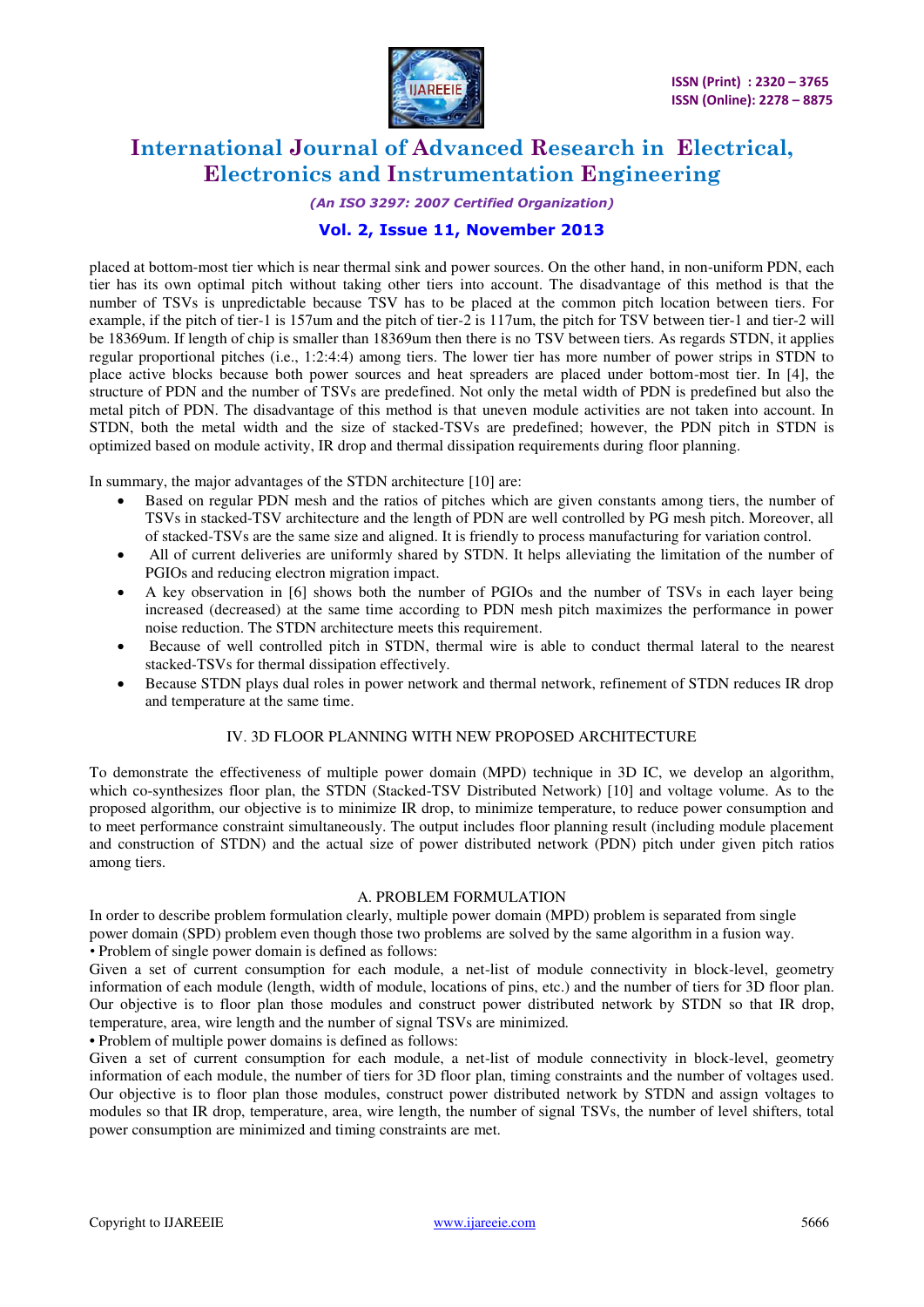placed at bottom-most tier which is near thermal sink and power sources. On the other hand, in non-uniform PDN, each tier has its own optimal pitch without taking other tiers into account. The disadvantage of this method is that the number of TSVs is unpredictable because TSV has to be placed at the common pitch location between tiers. For example, if the pitch of tier-1 is 157um and the pitch of tier-2 is 117um, the pitch for TSV between tier-1 and tier-2 will be 18369um. If length of chip is smaller than 18369um then there is no TSV between tiers. As regards STDN, it applies regular proportional pitches (i.e., 1:2:4:4) among tiers. The lower tier has more number of power strips in STDN to place active blocks because both power sources and heat spreaders are placed under bottom-most tier. In [4], the structure of PDN and the number of TSVs are predefined. Not only the metal width of PDN is predefined but also the metal pitch of PDN. The disadvantage of this method is that uneven module activities are not taken into account. In STDN, both the metal width and the size of stacked-TSVs are predefined; however, the PDN pitch in STDN is optimized based on module activity, IR drop and thermal dissipation requirements during floor planning.

In summary, the major advantages of the STDN architecture [10] are:

- Based on regular PDN mesh and the ratios of pitches which are given constants among tiers, the number of TSVs in stacked-TSV architecture and the length of PDN are well controlled by PG mesh pitch. Moreover, all of stacked-TSVs are the same size and aligned. It is friendly to process manufacturing for variation control.
- All of current deliveries are uniformly shared by STDN. It helps alleviating the limitation of the number of PGIOs and reducing electron migration impact.
- A key observation in [6] shows both the number of PGIOs and the number of TSVs in each layer being increased (decreased) at the same time according to PDN mesh pitch maximizes the performance in power noise reduction. The STDN architecture meets this requirement.
- Because of well controlled pitch in STDN, thermal wire is able to conduct thermal lateral to the nearest stacked-TSVs for thermal dissipation effectively.
- Because STDN plays dual roles in power network and thermal network, refinement of STDN reduces IR drop and temperature at the same time.

## IV. 3D FLOOR PLANNING WITH NEW PROPOSED ARCHITECTURE

To demonstrate the effectiveness of multiple power domain (MPD) technique in 3D IC, we develop an algorithm, which co-synthesizes floor plan, the STDN (Stacked-TSV Distributed Network) [10] and voltage volume. As to the proposed algorithm, our objective is to minimize IR drop, to minimize temperature, to reduce power consumption and to meet performance constraint simultaneously. The output includes floor planning result (including module placement and construction of STDN) and the actual size of power distributed network (PDN) pitch under given pitch ratios among tiers.

### A. PROBLEM FORMULATION

In order to describe problem formulation clearly, multiple power domain (MPD) problem is separated from single power domain (SPD) problem even though those two problems are solved by the same algorithm in a fusion way.

• Problem of single power domain is defined as follows:

Given a set of current consumption for each module, a net-list of module connectivity in block-level, geometry information of each module (length, width of module, locations of pins, etc.) and the number of tiers for 3D floor plan. Our objective is to floor plan those modules and construct power distributed network by STDN so that IR drop, temperature, area, wire length and the number of signal TSVs are minimized.

• Problem of multiple power domains is defined as follows:

Given a set of current consumption for each module, a net-list of module connectivity in block-level, geometry information of each module, the number of tiers for 3D floor plan, timing constraints and the number of voltages used. Our objective is to floor plan those modules, construct power distributed network by STDN and assign voltages to modules so that IR drop, temperature, area, wire length, the number of signal TSVs, the number of level shifters, total power consumption are minimized and timing constraints are met.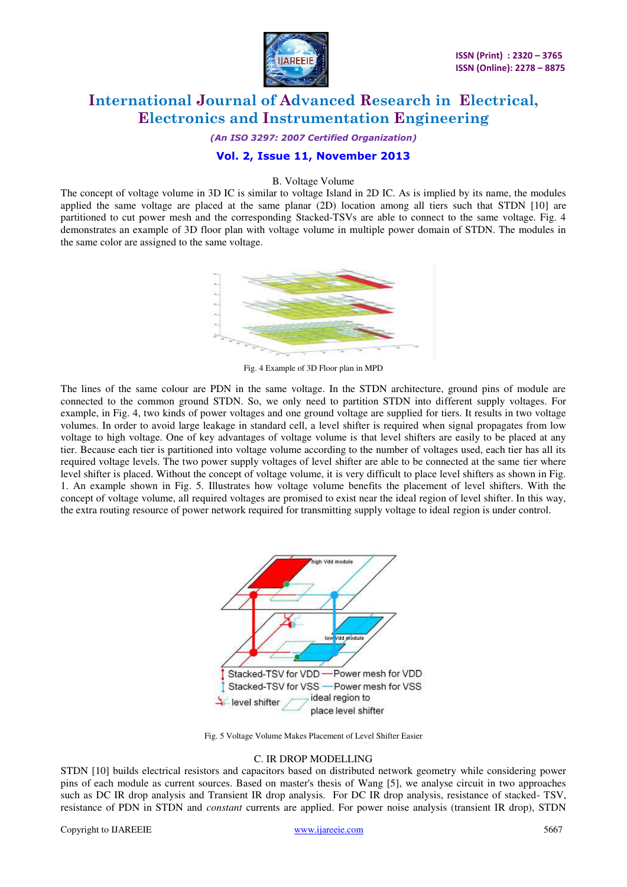### B. Voltage Volume

The concept of voltage volume in 3D IC is similar to voltage Island in 2D IC. As is implied by its name, the modules applied the same voltage are placed at the same planar (2D) location among all tiers such that STDN [10] are partitioned to cut power mesh and the corresponding Stacked-TSVs are able to connect to the same voltage. Fig. 4 demonstrates an example of 3D floor plan with voltage volume in multiple power domain of STDN. The modules in the same color are assigned to the same voltage.

Fig. 4 Example of 3D Floor plan in MPD

The lines of the same colour are PDN in the same voltage. In the STDN architecture, ground pins of module are connected to the common ground STDN. So, we only need to partition STDN into different supply voltages. For example, in Fig. 4, two kinds of power voltages and one ground voltage are supplied for tiers. It results in two voltage volumes. In order to avoid large leakage in standard cell, a level shifter is required when signal propagates from low voltage to high voltage. One of key advantages of voltage volume is that level shifters are easily to be placed at any tier. Because each tier is partitioned into voltage volume according to the number of voltages used, each tier has all its required voltage levels. The two power supply voltages of level shifter are able to be connected at the same tier where level shifter is placed. Without the concept of voltage volume, it is very difficult to place level shifters as shown in Fig. 1. An example shown in Fig. 5. Illustrates how voltage volume benefits the placement of level shifters. With the concept of voltage volume, all required voltages are promised to exist near the ideal region of level shifter. In this way, the extra routing resource of power network required for transmitting supply voltage to ideal region is under control.

Fig. 5 Voltage Volume Makes Placement of Level Shifter Easier

### C. IR DROP MODELLING

STDN [10] builds electrical resistors and capacitors based on distributed network geometry while considering power pins of each module as current sources. Based on master's thesis of Wang [5], we analyse circuit in two approaches such as DC IR drop analysis and Transient IR drop analysis. For DC IR drop analysis, resistance of stacked- TSV, resistance of PDN in STDN and *constant* currents are applied. For power noise analysis (transient IR drop), STDN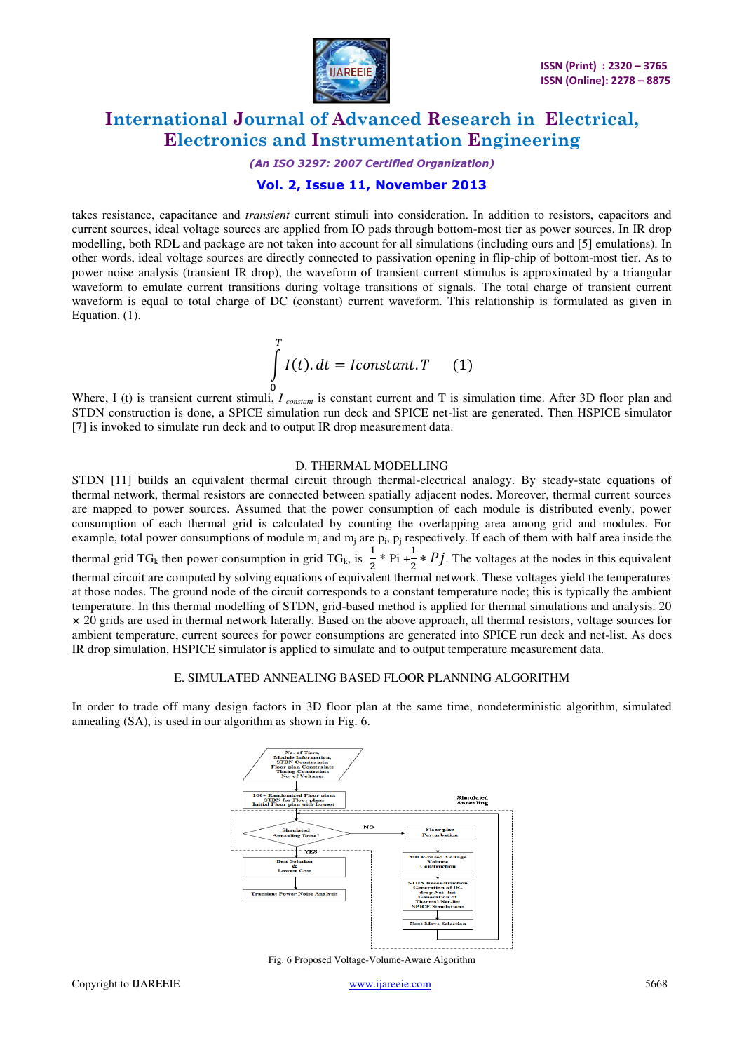takes resistance, capacitance and *transient* current stimuli into consideration. In addition to resistors, capacitors and current sources, ideal voltage sources are applied from IO pads through bottom-most tier as power sources. In IR drop modelling, both RDL and package are not taken into account for all simulations (including ours and [5] emulations). In other words, ideal voltage sources are directly connected to passivation opening in flip-chip of bottom-most tier. As to power noise analysis (transient IR drop), the waveform of transient current stimulus is approximated by a triangular waveform to emulate current transitions during voltage transitions of signals. The total charge of transient current waveform is equal to total charge of DC (constant) current waveform. This relationship is formulated as given in Equation. (1).

$$\int_0^T I(t).dt = Iconstant.T \qquad (1)$$

Where, I (t) is transient current stimuli, $I_{constant}$ is constant current and T is simulation time. After 3D floor plan and STDN construction is done, a SPICE simulation run deck and SPICE net-list are generated. Then HSPICE simulator [7] is invoked to simulate run deck and to output IR drop measurement data.

## D. THERMAL MODELLING

STDN [11] builds an equivalent thermal circuit through thermal-electrical analogy. By steady-state equations of thermal network, thermal resistors are connected between spatially adjacent nodes. Moreover, thermal current sources are mapped to power sources. Assumed that the power consumption of each module is distributed evenly, power consumption of each thermal grid is calculated by counting the overlapping area among grid and modules. For example, total power consumptions of module $m_i$ and $m_j$ are $p_i$, $p_j$ respectively. If each of them with half area inside the thermal grid $TG_k$ then power consumption in grid $TG_k$, is $\frac{1}{2} * Pi + \frac{1}{2} * Pj$. The voltages at the nodes in this equivalent thermal circuit are computed by solving equations of equivalent thermal network. These voltages yield the temperatures at those nodes. The ground node of the circuit corresponds to a constant temperature node; this is typically the ambient temperature. In this thermal modelling of STDN, grid-based method is applied for thermal simulations and analysis. 20 × 20 grids are used in thermal network laterally. Based on the above approach, all thermal resistors, voltage sources for ambient temperature, current sources for power consumptions are generated into SPICE run deck and net-list. As does IR drop simulation, HSPICE simulator is applied to simulate and to output temperature measurement data.

## E. SIMULATED ANNEALING BASED FLOOR PLANNING ALGORITHM

In order to trade off many design factors in 3D floor plan at the same time, nondeterministic algorithm, simulated annealing (SA), is used in our algorithm as shown in Fig. 6.

Fig. 6 Proposed Voltage-Volume-Aware Algorithm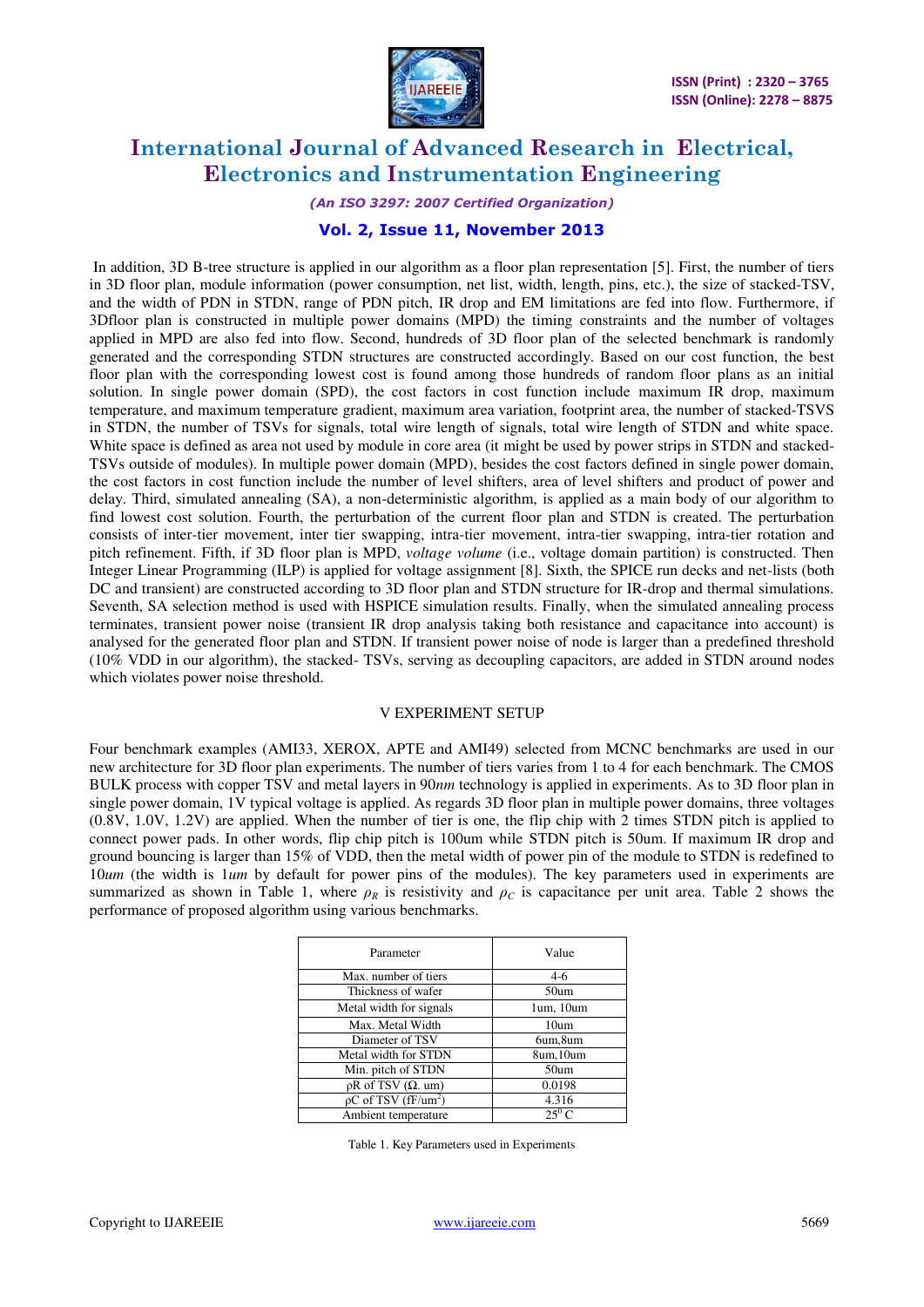In addition, 3D B-tree structure is applied in our algorithm as a floor plan representation [5]. First, the number of tiers in 3D floor plan, module information (power consumption, net list, width, length, pins, etc.), the size of stacked-TSV, and the width of PDN in STDN, range of PDN pitch, IR drop and EM limitations are fed into flow. Furthermore, if 3Dfloor plan is constructed in multiple power domains (MPD) the timing constraints and the number of voltages applied in MPD are also fed into flow. Second, hundreds of 3D floor plan of the selected benchmark is randomly generated and the corresponding STDN structures are constructed accordingly. Based on our cost function, the best floor plan with the corresponding lowest cost is found among those hundreds of random floor plans as an initial solution. In single power domain (SPD), the cost factors in cost function include maximum IR drop, maximum temperature, and maximum temperature gradient, maximum area variation, footprint area, the number of stacked-TSVS in STDN, the number of TSVs for signals, total wire length of signals, total wire length of STDN and white space. White space is defined as area not used by module in core area (it might be used by power strips in STDN and stacked-TSVs outside of modules). In multiple power domain (MPD), besides the cost factors defined in single power domain, the cost factors in cost function include the number of level shifters, area of level shifters and product of power and delay. Third, simulated annealing (SA), a non-deterministic algorithm, is applied as a main body of our algorithm to find lowest cost solution. Fourth, the perturbation of the current floor plan and STDN is created. The perturbation consists of inter-tier movement, inter tier swapping, intra-tier movement, intra-tier swapping, intra-tier rotation and pitch refinement. Fifth, if 3D floor plan is MPD, *voltage volume* (i.e., voltage domain partition) is constructed. Then Integer Linear Programming (ILP) is applied for voltage assignment [8]. Sixth, the SPICE run decks and net-lists (both DC and transient) are constructed according to 3D floor plan and STDN structure for IR-drop and thermal simulations. Seventh, SA selection method is used with HSPICE simulation results. Finally, when the simulated annealing process terminates, transient power noise (transient IR drop analysis taking both resistance and capacitance into account) is analysed for the generated floor plan and STDN. If transient power noise of node is larger than a predefined threshold (10% VDD in our algorithm), the stacked- TSVs, serving as decoupling capacitors, are added in STDN around nodes which violates power noise threshold.

## V EXPERIMENT SETUP

Four benchmark examples (AMI33, XEROX, APTE and AMI49) selected from MCNC benchmarks are used in our new architecture for 3D floor plan experiments. The number of tiers varies from 1 to 4 for each benchmark. The CMOS BULK process with copper TSV and metal layers in 90*nm* technology is applied in experiments. As to 3D floor plan in single power domain, 1V typical voltage is applied. As regards 3D floor plan in multiple power domains, three voltages (0.8V, 1.0V, 1.2V) are applied. When the number of tier is one, the flip chip with 2 times STDN pitch is applied to connect power pads. In other words, flip chip pitch is 100um while STDN pitch is 50um. If maximum IR drop and ground bouncing is larger than 15% of VDD, then the metal width of power pin of the module to STDN is redefined to 10*um* (the width is 1*um* by default for power pins of the modules). The key parameters used in experiments are summarized as shown in Table 1, where $\rho_R$ is resistivity and $\rho_C$ is capacitance per unit area. Table 2 shows the performance of proposed algorithm using various benchmarks.

| Parameter | Value |
|---|---|
| Max. number of tiers | 4-6 |
| Thickness of wafer | 50um |
| Metal width for signals | 1um, 10um |
| Max. Metal Width | 10um |
| Diameter of TSV | 6um,8um |
| Metal width for STDN | 8um,10um |
| Min. pitch of STDN | 50um |
| ρR of TSV (Ω. um) | 0.0198 |
| ρC of TSV (fF/um$^2$) | 4.316 |
| Ambient temperature | 25$^{0}$ C |

Table 1. Key Parameters used in Experiments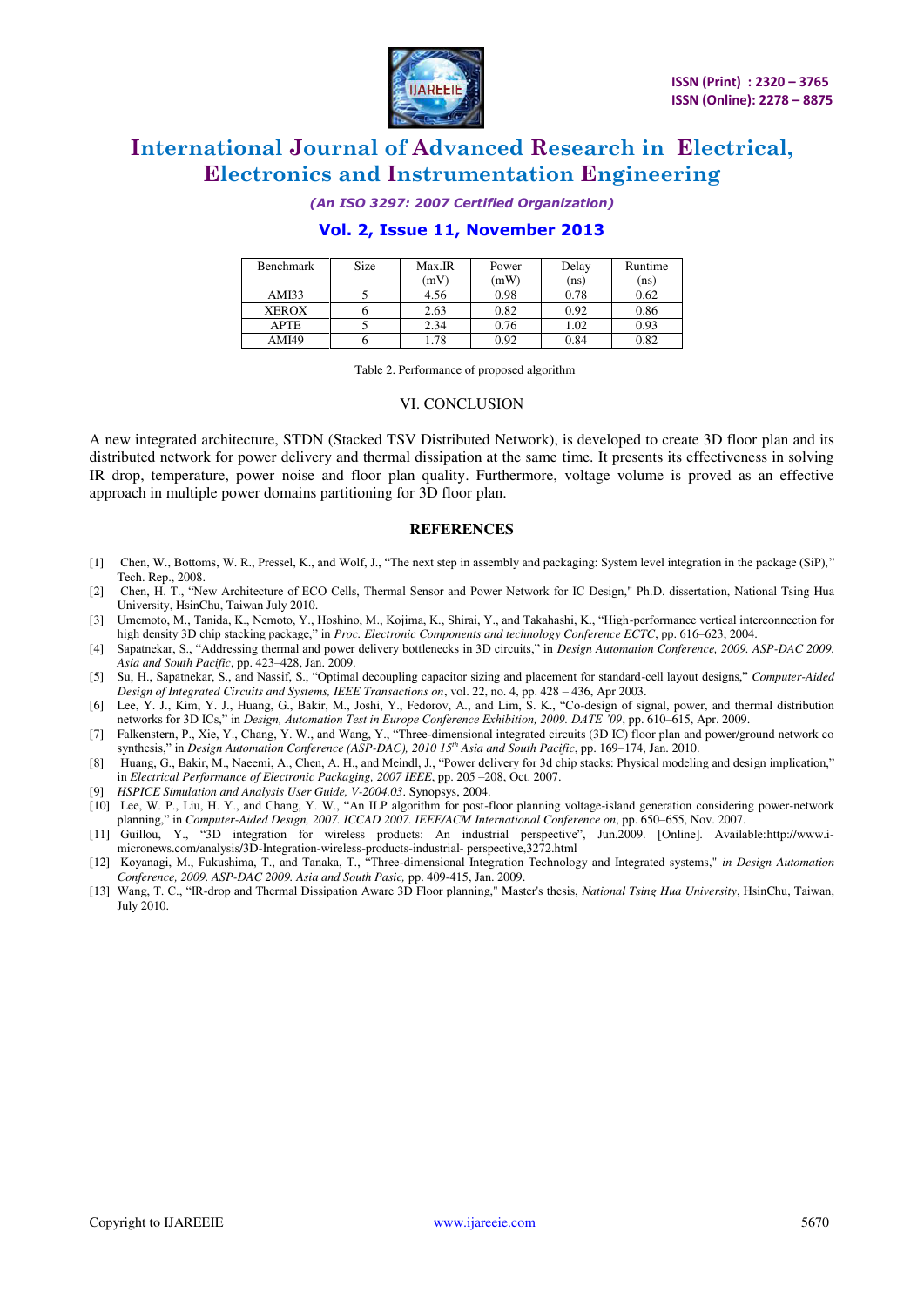| Benchmark | Size | Max.IR (mV) | Power (mW) | Delay (ns) | Runtime (ns) |
|---|---|---|---|---|---|
| AMI33 | 5 | 4.56 | 0.98 | 0.78 | 0.62 |
| XEROX | 6 | 2.63 | 0.82 | 0.92 | 0.86 |
| APTE | 5 | 2.34 | 0.76 | 1.02 | 0.93 |
| AMI49 | 6 | 1.78 | 0.92 | 0.84 | 0.82 |

Table 2. Performance of proposed algorithm

## VI. CONCLUSION

A new integrated architecture, STDN (Stacked TSV Distributed Network), is developed to create 3D floor plan and its distributed network for power delivery and thermal dissipation at the same time. It presents its effectiveness in solving IR drop, temperature, power noise and floor plan quality. Furthermore, voltage volume is proved as an effective approach in multiple power domains partitioning for 3D floor plan.

## REFERENCES

[1] Chen, W., Bottoms, W. R., Pressel, K., and Wolf, J., "The next step in assembly and packaging: System level integration in the package (SiP)," Tech. Rep., 2008.

[2] Chen, H. T., "New Architecture of ECO Cells, Thermal Sensor and Power Network for IC Design," Ph.D. dissertation, National Tsing Hua University, HsinChu, Taiwan July 2010.

[3] Umemoto, M., Tanida, K., Nemoto, Y., Hoshino, M., Kojima, K., Shirai, Y., and Takahashi, K., "High-performance vertical interconnection for high density 3D chip stacking package," in *Proc. Electronic Components and technology Conference ECTC*, pp. 616–623, 2004.

[4] Sapatnekar, S., "Addressing thermal and power delivery bottlenecks in 3D circuits," in *Design Automation Conference, 2009. ASP-DAC 2009. Asia and South Pacific*, pp. 423–428, Jan. 2009.

[5] Su, H., Sapatnekar, S., and Nassif, S., "Optimal decoupling capacitor sizing and placement for standard-cell layout designs," *Computer-Aided Design of Integrated Circuits and Systems, IEEE Transactions on*, vol. 22, no. 4, pp. 428 – 436, Apr 2003.

[6] Lee, Y. J., Kim, Y. J., Huang, G., Bakir, M., Joshi, Y., Fedorov, A., and Lim, S. K., "Co-design of signal, power, and thermal distribution networks for 3D ICs," in *Design, Automation Test in Europe Conference Exhibition, 2009. DATE '09*, pp. 610–615, Apr. 2009.

[7] Falkenstern, P., Xie, Y., Chang, Y. W., and Wang, Y., "Three-dimensional integrated circuits (3D IC) floor plan and power/ground network co synthesis," in *Design Automation Conference (ASP-DAC), 2010 15th Asia and South Pacific*, pp. 169–174, Jan. 2010.

[8] Huang, G., Bakir, M., Naeemi, A., Chen, A. H., and Meindl, J., "Power delivery for 3d chip stacks: Physical modeling and design implication," in *Electrical Performance of Electronic Packaging, 2007 IEEE*, pp. 205 –208, Oct. 2007.

[9] *HSPICE Simulation and Analysis User Guide, V-2004.03*. Synopsys, 2004.

[10] Lee, W. P., Liu, H. Y., and Chang, Y. W., "An ILP algorithm for post-floor planning voltage-island generation considering power-network planning," in *Computer-Aided Design, 2007. ICCAD 2007. IEEE/ACM International Conference on*, pp. 650–655, Nov. 2007.

[11] Guillou, Y., "3D integration for wireless products: An industrial perspective", Jun.2009. [Online]. Available:http://www.i-micronews.com/analysis/3D-Integration-wireless-products-industrial- perspective,3272.html

[12] Koyanagi, M., Fukushima, T., and Tanaka, T., "Three-dimensional Integration Technology and Integrated systems," *in Design Automation Conference, 2009. ASP-DAC 2009. Asia and South Pasic,* pp. 409-415, Jan. 2009.

[13] Wang, T. C., "IR-drop and Thermal Dissipation Aware 3D Floor planning," Master's thesis, *National Tsing Hua University*, HsinChu, Taiwan, July 2010.